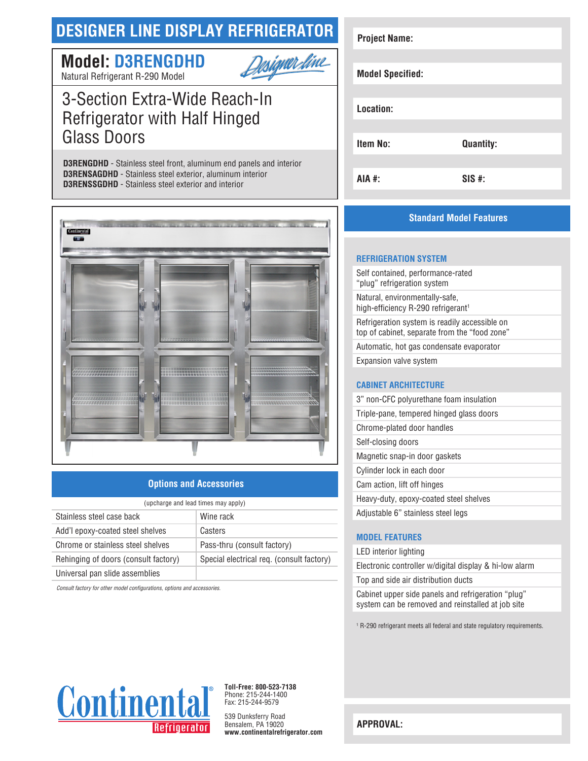# DESIGNER LINE DISPLAY REFRIGERATOR

## Model: D3RENGDHD

Natural Refrigerant R-290 Model

Designer Line

## 3-Section Extra-Wide Reach-In Refrigerator with Half Hinged Glass Doors

**D3RENGDHD** - Stainless steel front, aluminum end panels and interior
**D3RENSAGDHD** - Stainless steel exterior, aluminum interior
**D3RENSSGDHD** - Stainless steel exterior and interior

| | |
|---|---|
| **Project Name:** | |
| **Model Specified:** | |
| **Location:** | |
| **Item No:** | **Quantity:** |
| **AIA #:** | **SIS #:** |

## Options and Accessories

(upcharge and lead times may apply)

| | |
|---|---|
| Stainless steel case back | Wine rack |
| Add'l epoxy-coated steel shelves | Casters |
| Chrome or stainless steel shelves | Pass-thru (consult factory) |
| Rehinging of doors (consult factory) | Special electrical req. (consult factory) |
| Universal pan slide assemblies | |

*Consult factory for other model configurations, options and accessories.*

## Standard Model Features

### REFRIGERATION SYSTEM

- Self contained, performance-rated "plug" refrigeration system
- Natural, environmentally-safe, high-efficiency R-290 refrigerant[1]
- Refrigeration system is readily accessible on top of cabinet, separate from the "food zone"
- Automatic, hot gas condensate evaporator
- Expansion valve system

### CABINET ARCHITECTURE

- 3" non-CFC polyurethane foam insulation
- Triple-pane, tempered hinged glass doors
- Chrome-plated door handles
- Self-closing doors
- Magnetic snap-in door gaskets
- Cylinder lock in each door
- Cam action, lift off hinges
- Heavy-duty, epoxy-coated steel shelves
- Adjustable 6" stainless steel legs

### MODEL FEATURES

- LED interior lighting
- Electronic controller w/digital display & hi-low alarm
- Top and side air distribution ducts
- Cabinet upper side panels and refrigeration "plug" system can be removed and reinstalled at job site

[1] R-290 refrigerant meets all federal and state regulatory requirements.

Continental® Refrigerator

**Toll-Free: 800-523-7138**
Phone: 215-244-1400
Fax: 215-244-9579

539 Dunksferry Road
Bensalem, PA 19020
**www.continentalrefrigerator.com**

**APPROVAL:**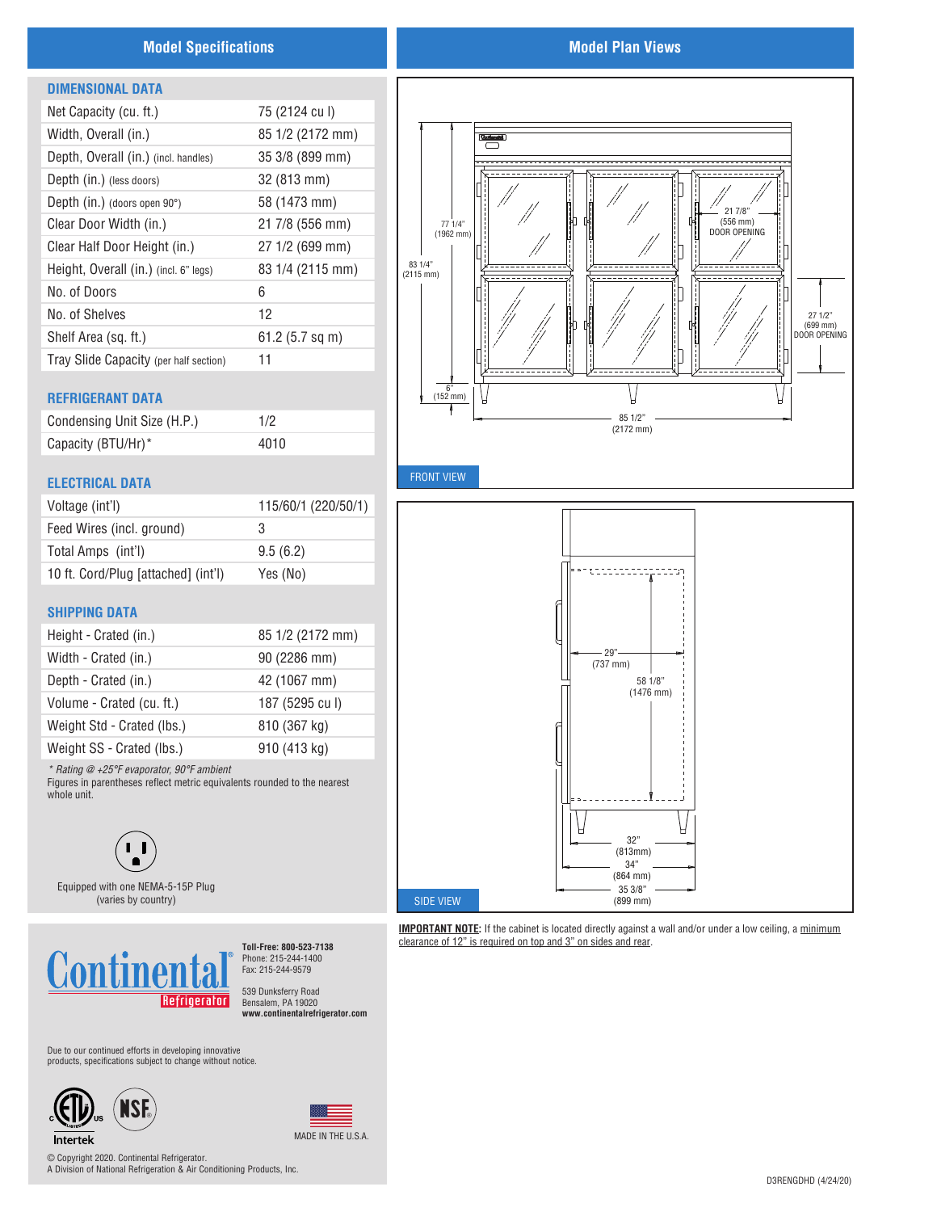## Model Specifications

### DIMENSIONAL DATA

| | |
|---|---|
| Net Capacity (cu. ft.) | 75 (2124 cu l) |
| Width, Overall (in.) | 85 1/2 (2172 mm) |
| Depth, Overall (in.) (incl. handles) | 35 3/8 (899 mm) |
| Depth (in.) (less doors) | 32 (813 mm) |
| Depth (in.) (doors open 90°) | 58 (1473 mm) |
| Clear Door Width (in.) | 21 7/8 (556 mm) |
| Clear Half Door Height (in.) | 27 1/2 (699 mm) |
| Height, Overall (in.) (incl. 6" legs) | 83 1/4 (2115 mm) |
| No. of Doors | 6 |
| No. of Shelves | 12 |
| Shelf Area (sq. ft.) | 61.2 (5.7 sq m) |
| Tray Slide Capacity (per half section) | 11 |

### REFRIGERANT DATA

| | |
|---|---|
| Condensing Unit Size (H.P.) | 1/2 |
| Capacity (BTU/Hr)* | 4010 |

### ELECTRICAL DATA

| | |
|---|---|
| Voltage (int'l) | 115/60/1 (220/50/1) |
| Feed Wires (incl. ground) | 3 |
| Total Amps (int'l) | 9.5 (6.2) |
| 10 ft. Cord/Plug [attached] (int'l) | Yes (No) |

### SHIPPING DATA

| | |
|---|---|
| Height - Crated (in.) | 85 1/2 (2172 mm) |
| Width - Crated (in.) | 90 (2286 mm) |
| Depth - Crated (in.) | 42 (1067 mm) |
| Volume - Crated (cu. ft.) | 187 (5295 cu l) |
| Weight Std - Crated (lbs.) | 810 (367 kg) |
| Weight SS - Crated (lbs.) | 910 (413 kg) |

*\* Rating @ +25°F evaporator, 90°F ambient*

Figures in parentheses reflect metric equivalents rounded to the nearest whole unit.

Equipped with one NEMA-5-15P Plug (varies by country)

## Model Plan Views

83 1/4" (2115 mm)

77 1/4" (1962 mm)

21 7/8" (556 mm) DOOR OPENING

27 1/2" (699 mm) DOOR OPENING

6" (152 mm)

85 1/2" (2172 mm)

FRONT VIEW

29" (737 mm)

58 1/8" (1476 mm)

32" (813mm)

34" (864 mm)

35 3/8" (899 mm)

SIDE VIEW

**IMPORTANT NOTE:** If the cabinet is located directly against a wall and/or under a low ceiling, a minimum clearance of 12" is required on top and 3" on sides and rear.

Continental Refrigerator

**Toll-Free: 800-523-7138**
Phone: 215-244-1400
Fax: 215-244-9579

539 Dunksferry Road
Bensalem, PA 19020
**www.continentalrefrigerator.com**

Due to our continued efforts in developing innovative products, specifications subject to change without notice.

Intertek

MADE IN THE U.S.A.

© Copyright 2020. Continental Refrigerator.
A Division of National Refrigeration & Air Conditioning Products, Inc.

D3RENGDHD (4/24/20)